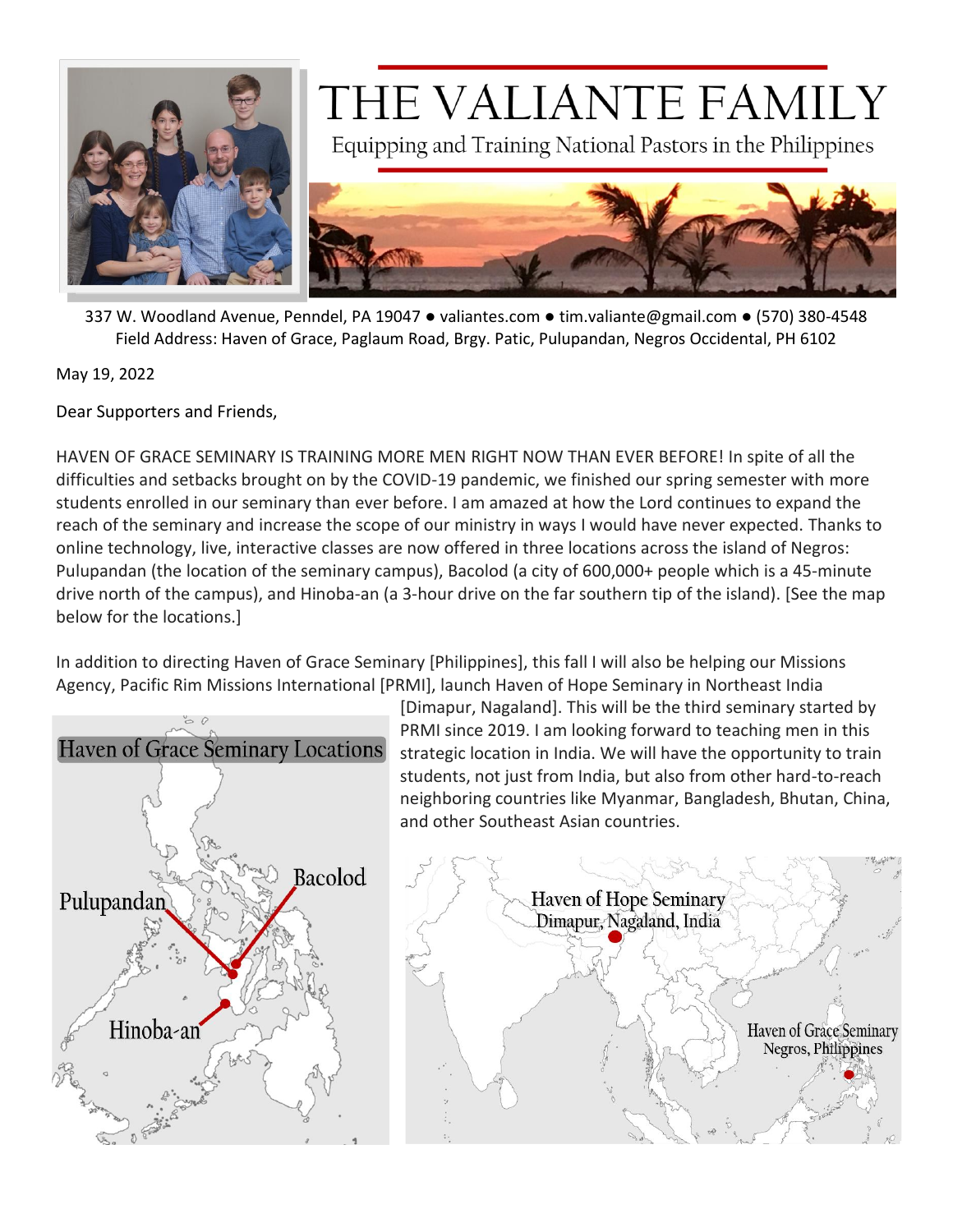# THE VALIANTE FAMILY

Equipping and Training National Pastors in the Philippines

337 W. Woodland Avenue, Penndel, PA 19047 ● valiantes.com ● tim.valiante@gmail.com ● (570) 380-4548
Field Address: Haven of Grace, Paglaum Road, Brgy. Patic, Pulupandan, Negros Occidental, PH 6102

May 19, 2022

Dear Supporters and Friends,

HAVEN OF GRACE SEMINARY IS TRAINING MORE MEN RIGHT NOW THAN EVER BEFORE! In spite of all the difficulties and setbacks brought on by the COVID-19 pandemic, we finished our spring semester with more students enrolled in our seminary than ever before. I am amazed at how the Lord continues to expand the reach of the seminary and increase the scope of our ministry in ways I would have never expected. Thanks to online technology, live, interactive classes are now offered in three locations across the island of Negros: Pulupandan (the location of the seminary campus), Bacolod (a city of 600,000+ people which is a 45-minute drive north of the campus), and Hinoba-an (a 3-hour drive on the far southern tip of the island). [See the map below for the locations.]

In addition to directing Haven of Grace Seminary [Philippines], this fall I will also be helping our Missions Agency, Pacific Rim Missions International [PRMI], launch Haven of Hope Seminary in Northeast India [Dimapur, Nagaland]. This will be the third seminary started by PRMI since 2019. I am looking forward to teaching men in this strategic location in India. We will have the opportunity to train students, not just from India, but also from other hard-to-reach neighboring countries like Myanmar, Bangladesh, Bhutan, China, and other Southeast Asian countries.

Haven of Grace Seminary Locations

Pulupandan
Bacolod
Hinoba-an

Haven of Hope Seminary
Dimapur, Nagaland, India

Haven of Grace Seminary
Negros, Philippines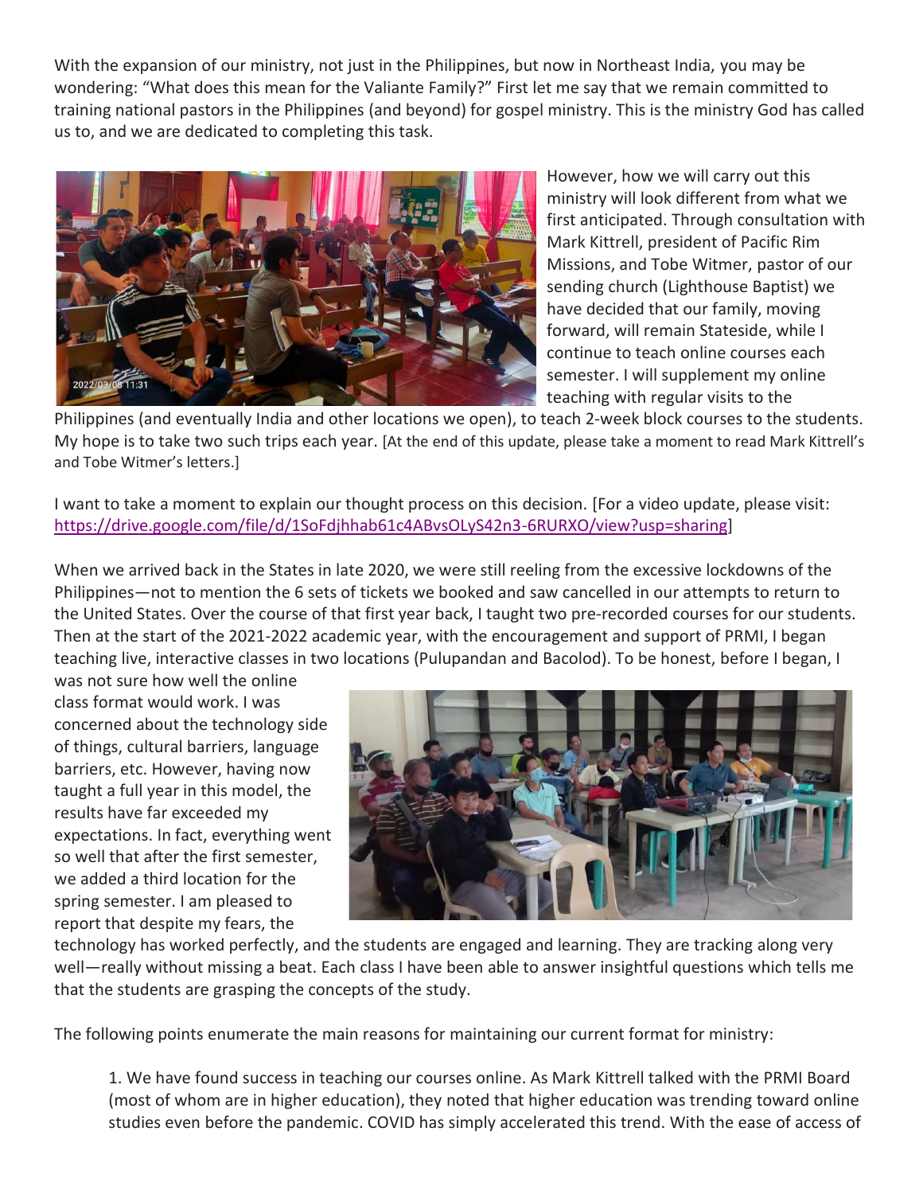With the expansion of our ministry, not just in the Philippines, but now in Northeast India, you may be wondering: "What does this mean for the Valiante Family?" First let me say that we remain committed to training national pastors in the Philippines (and beyond) for gospel ministry. This is the ministry God has called us to, and we are dedicated to completing this task.

However, how we will carry out this ministry will look different from what we first anticipated. Through consultation with Mark Kittrell, president of Pacific Rim Missions, and Tobe Witmer, pastor of our sending church (Lighthouse Baptist) we have decided that our family, moving forward, will remain Stateside, while I continue to teach online courses each semester. I will supplement my online teaching with regular visits to the Philippines (and eventually India and other locations we open), to teach 2-week block courses to the students. My hope is to take two such trips each year. [At the end of this update, please take a moment to read Mark Kittrell's and Tobe Witmer's letters.]

I want to take a moment to explain our thought process on this decision. [For a video update, please visit: https://drive.google.com/file/d/1SoFdjhhab61c4ABvsOLyS42n3-6RURXO/view?usp=sharing]

When we arrived back in the States in late 2020, we were still reeling from the excessive lockdowns of the Philippines—not to mention the 6 sets of tickets we booked and saw cancelled in our attempts to return to the United States. Over the course of that first year back, I taught two pre-recorded courses for our students. Then at the start of the 2021-2022 academic year, with the encouragement and support of PRMI, I began teaching live, interactive classes in two locations (Pulupandan and Bacolod). To be honest, before I began, I was not sure how well the online class format would work. I was concerned about the technology side of things, cultural barriers, language barriers, etc. However, having now taught a full year in this model, the results have far exceeded my expectations. In fact, everything went so well that after the first semester, we added a third location for the spring semester. I am pleased to report that despite my fears, the technology has worked perfectly, and the students are engaged and learning. They are tracking along very well—really without missing a beat. Each class I have been able to answer insightful questions which tells me that the students are grasping the concepts of the study.

The following points enumerate the main reasons for maintaining our current format for ministry:

1. We have found success in teaching our courses online. As Mark Kittrell talked with the PRMI Board (most of whom are in higher education), they noted that higher education was trending toward online studies even before the pandemic. COVID has simply accelerated this trend. With the ease of access of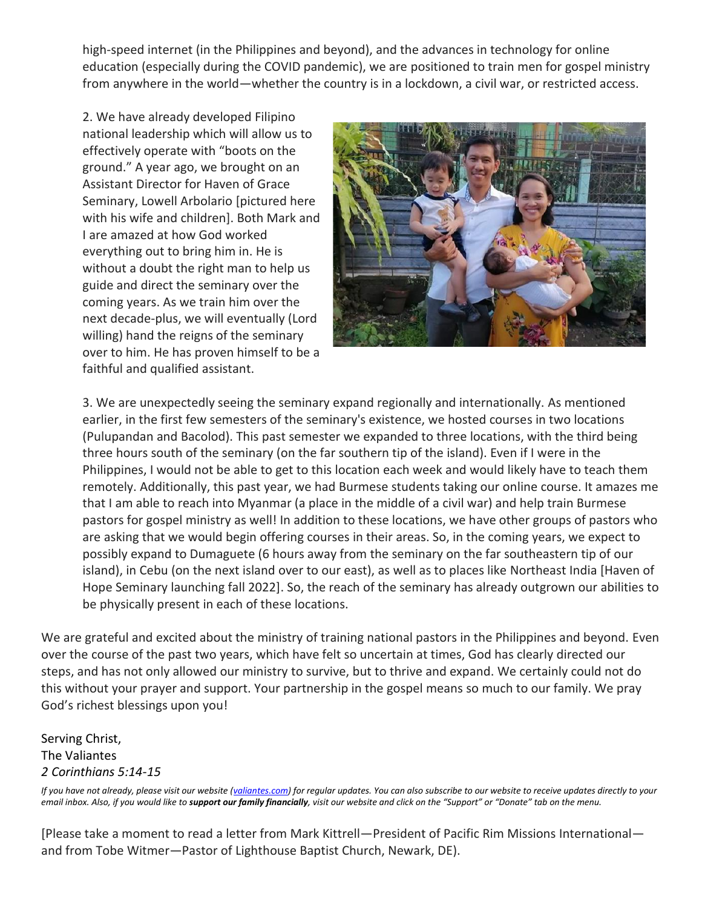high-speed internet (in the Philippines and beyond), and the advances in technology for online education (especially during the COVID pandemic), we are positioned to train men for gospel ministry from anywhere in the world—whether the country is in a lockdown, a civil war, or restricted access.

2. We have already developed Filipino national leadership which will allow us to effectively operate with "boots on the ground." A year ago, we brought on an Assistant Director for Haven of Grace Seminary, Lowell Arbolario [pictured here with his wife and children]. Both Mark and I are amazed at how God worked everything out to bring him in. He is without a doubt the right man to help us guide and direct the seminary over the coming years. As we train him over the next decade-plus, we will eventually (Lord willing) hand the reigns of the seminary over to him. He has proven himself to be a faithful and qualified assistant.

3. We are unexpectedly seeing the seminary expand regionally and internationally. As mentioned earlier, in the first few semesters of the seminary's existence, we hosted courses in two locations (Pulupandan and Bacolod). This past semester we expanded to three locations, with the third being three hours south of the seminary (on the far southern tip of the island). Even if I were in the Philippines, I would not be able to get to this location each week and would likely have to teach them remotely. Additionally, this past year, we had Burmese students taking our online course. It amazes me that I am able to reach into Myanmar (a place in the middle of a civil war) and help train Burmese pastors for gospel ministry as well! In addition to these locations, we have other groups of pastors who are asking that we would begin offering courses in their areas. So, in the coming years, we expect to possibly expand to Dumaguete (6 hours away from the seminary on the far southeastern tip of our island), in Cebu (on the next island over to our east), as well as to places like Northeast India [Haven of Hope Seminary launching fall 2022]. So, the reach of the seminary has already outgrown our abilities to be physically present in each of these locations.

We are grateful and excited about the ministry of training national pastors in the Philippines and beyond. Even over the course of the past two years, which have felt so uncertain at times, God has clearly directed our steps, and has not only allowed our ministry to survive, but to thrive and expand. We certainly could not do this without your prayer and support. Your partnership in the gospel means so much to our family. We pray God's richest blessings upon you!

Serving Christ,
The Valiantes
*2 Corinthians 5:14-15*

*If you have not already, please visit our website (valiantes.com) for regular updates. You can also subscribe to our website to receive updates directly to your email inbox. Also, if you would like to* ***support our family financially****, visit our website and click on the "Support" or "Donate" tab on the menu.*

[Please take a moment to read a letter from Mark Kittrell—President of Pacific Rim Missions International—and from Tobe Witmer—Pastor of Lighthouse Baptist Church, Newark, DE).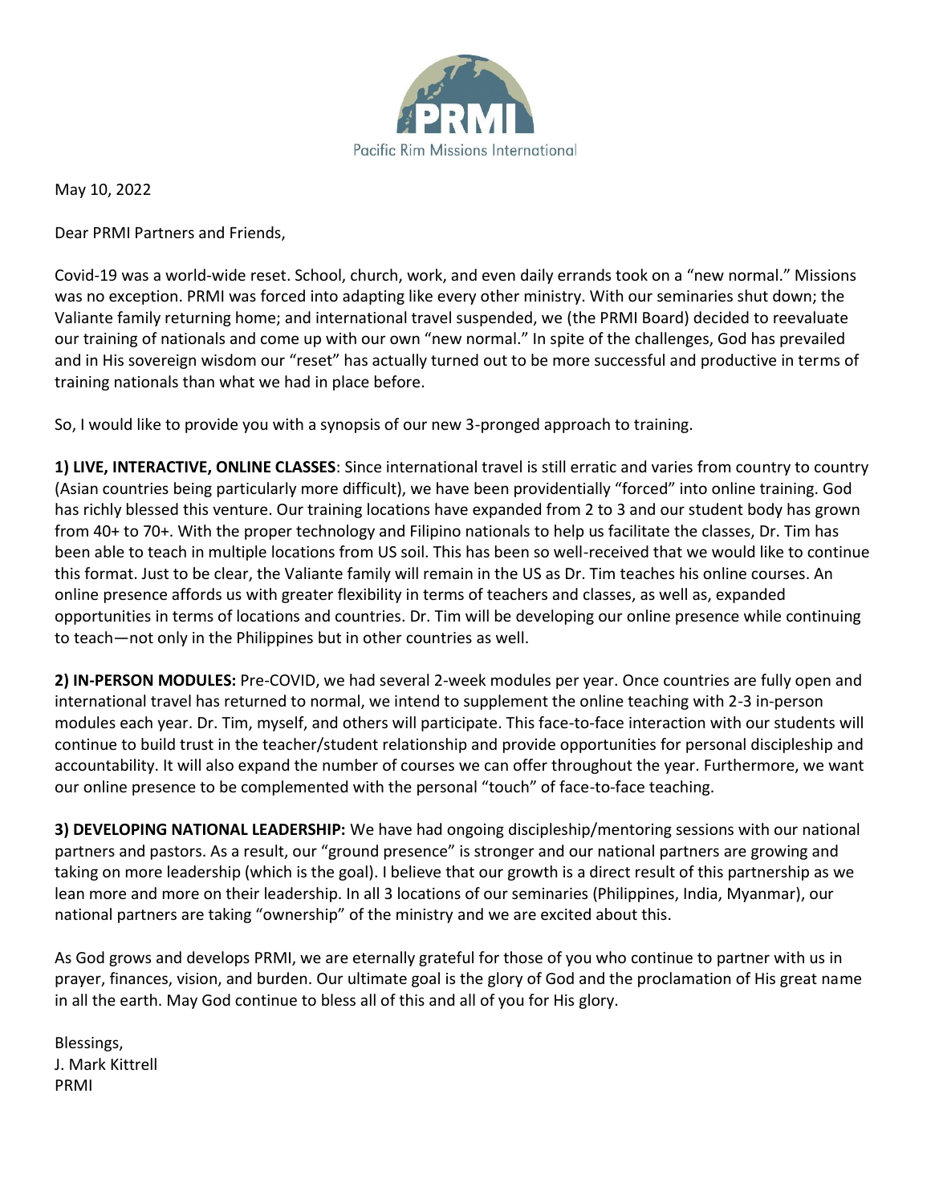PRMI

Pacific Rim Missions International

May 10, 2022

Dear PRMI Partners and Friends,

Covid-19 was a world-wide reset. School, church, work, and even daily errands took on a "new normal." Missions was no exception. PRMI was forced into adapting like every other ministry. With our seminaries shut down; the Valiante family returning home; and international travel suspended, we (the PRMI Board) decided to reevaluate our training of nationals and come up with our own "new normal." In spite of the challenges, God has prevailed and in His sovereign wisdom our "reset" has actually turned out to be more successful and productive in terms of training nationals than what we had in place before.

So, I would like to provide you with a synopsis of our new 3-pronged approach to training.

**1) LIVE, INTERACTIVE, ONLINE CLASSES**: Since international travel is still erratic and varies from country to country (Asian countries being particularly more difficult), we have been providentially "forced" into online training. God has richly blessed this venture. Our training locations have expanded from 2 to 3 and our student body has grown from 40+ to 70+. With the proper technology and Filipino nationals to help us facilitate the classes, Dr. Tim has been able to teach in multiple locations from US soil. This has been so well-received that we would like to continue this format. Just to be clear, the Valiante family will remain in the US as Dr. Tim teaches his online courses. An online presence affords us with greater flexibility in terms of teachers and classes, as well as, expanded opportunities in terms of locations and countries. Dr. Tim will be developing our online presence while continuing to teach—not only in the Philippines but in other countries as well.

**2) IN-PERSON MODULES:** Pre-COVID, we had several 2-week modules per year. Once countries are fully open and international travel has returned to normal, we intend to supplement the online teaching with 2-3 in-person modules each year. Dr. Tim, myself, and others will participate. This face-to-face interaction with our students will continue to build trust in the teacher/student relationship and provide opportunities for personal discipleship and accountability. It will also expand the number of courses we can offer throughout the year. Furthermore, we want our online presence to be complemented with the personal "touch" of face-to-face teaching.

**3) DEVELOPING NATIONAL LEADERSHIP:** We have had ongoing discipleship/mentoring sessions with our national partners and pastors. As a result, our "ground presence" is stronger and our national partners are growing and taking on more leadership (which is the goal). I believe that our growth is a direct result of this partnership as we lean more and more on their leadership. In all 3 locations of our seminaries (Philippines, India, Myanmar), our national partners are taking "ownership" of the ministry and we are excited about this.

As God grows and develops PRMI, we are eternally grateful for those of you who continue to partner with us in prayer, finances, vision, and burden. Our ultimate goal is the glory of God and the proclamation of His great name in all the earth. May God continue to bless all of this and all of you for His glory.

Blessings,
J. Mark Kittrell
PRMI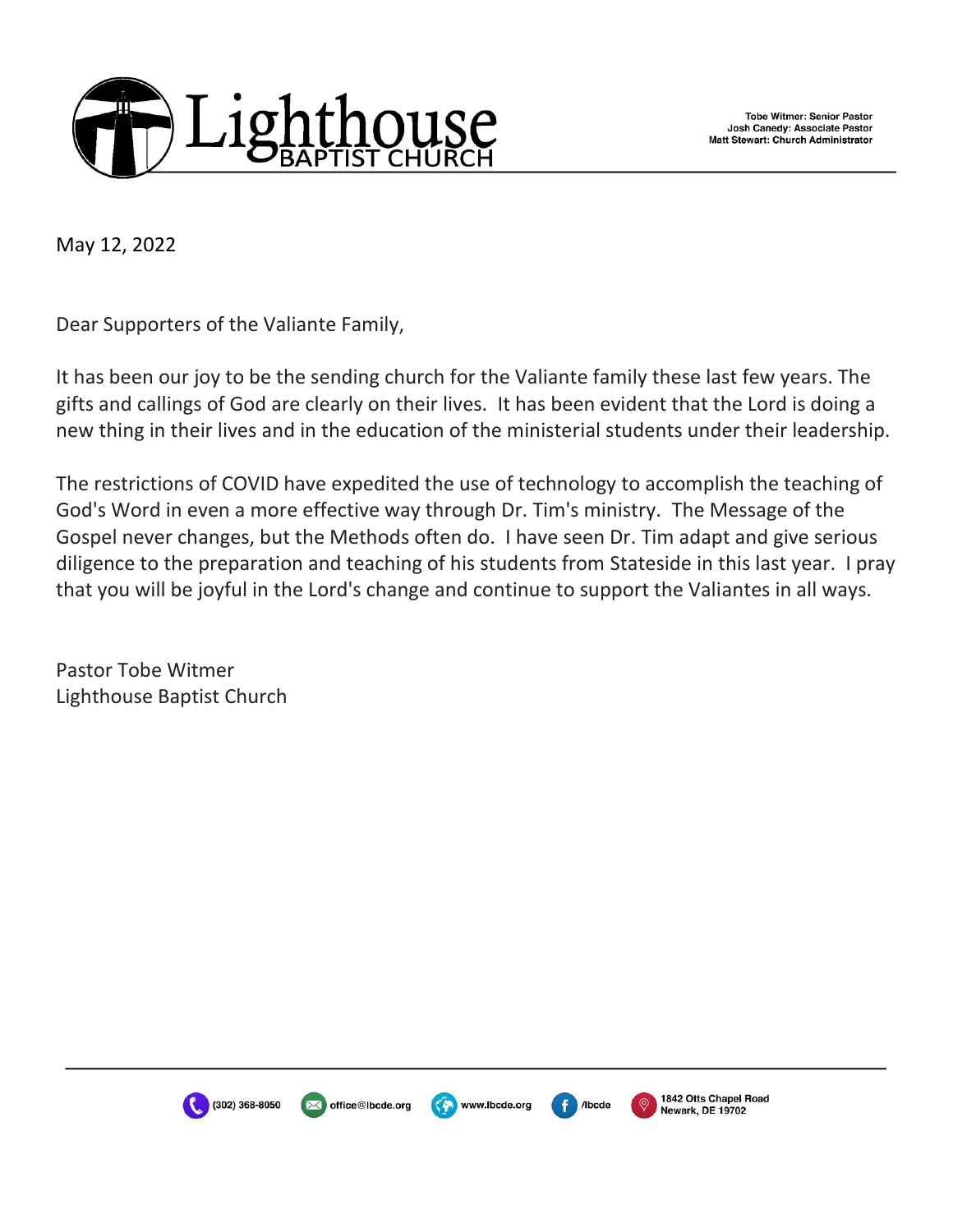# Lighthouse BAPTIST CHURCH

**Tobe Witmer: Senior Pastor**
**Josh Canedy: Associate Pastor**
**Matt Stewart: Church Administrator**

May 12, 2022

Dear Supporters of the Valiante Family,

It has been our joy to be the sending church for the Valiante family these last few years. The gifts and callings of God are clearly on their lives. It has been evident that the Lord is doing a new thing in their lives and in the education of the ministerial students under their leadership.

The restrictions of COVID have expedited the use of technology to accomplish the teaching of God's Word in even a more effective way through Dr. Tim's ministry. The Message of the Gospel never changes, but the Methods often do. I have seen Dr. Tim adapt and give serious diligence to the preparation and teaching of his students from Stateside in this last year. I pray that you will be joyful in the Lord's change and continue to support the Valiantes in all ways.

Pastor Tobe Witmer
Lighthouse Baptist Church

(302) 368-8050 | office@lbcde.org | www.lbcde.org | /lbcde | 1842 Otts Chapel Road Newark, DE 19702